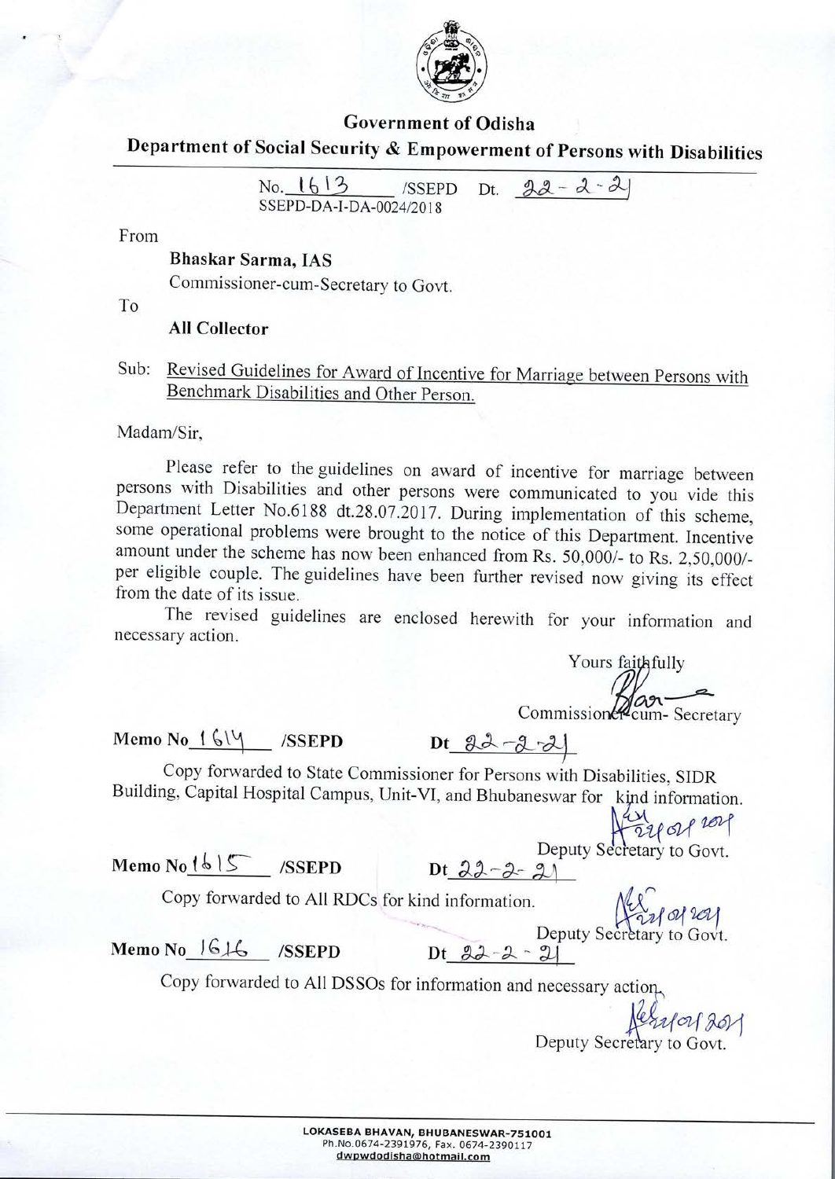# Government of Odisha

## Department of Social Security & Empowerment of Persons with Disabilities

No. 1613 /SSEPD Dt. 22-2-21
SSEPD-DA-I-DA-0024/2018

From

**Bhaskar Sarma, IAS**
Commissioner-cum-Secretary to Govt.

To

**All Collector**

Sub: Revised Guidelines for Award of Incentive for Marriage between Persons with Benchmark Disabilities and Other Person.

Madam/Sir,

Please refer to the guidelines on award of incentive for marriage between persons with Disabilities and other persons were communicated to you vide this Department Letter No.6188 dt.28.07.2017. During implementation of this scheme, some operational problems were brought to the notice of this Department. Incentive amount under the scheme has now been enhanced from Rs. 50,000/- to Rs. 2,50,000/- per eligible couple. The guidelines have been further revised now giving its effect from the date of its issue.

The revised guidelines are enclosed herewith for your information and necessary action.

Yours faithfully

Commissioner-cum- Secretary

**Memo No** 1614 **/SSEPD** **Dt** 22-2-21

Copy forwarded to State Commissioner for Persons with Disabilities, SIDR Building, Capital Hospital Campus, Unit-VI, and Bhubaneswar for kind information.

22/02/2021
Deputy Secretary to Govt.

**Memo No** 1615 **/SSEPD** **Dt** 22-2-21

Copy forwarded to All RDCs for kind information.

22/02/2021
Deputy Secretary to Govt.

**Memo No** 1616 **/SSEPD** **Dt** 22-2-21

Copy forwarded to All DSSOs for information and necessary action.

22/02/2021
Deputy Secretary to Govt.

LOKASEBA BHAVAN, BHUBANESWAR-751001
Ph.No.0674-2391976, Fax. 0674-2390117
dwpwdodisha@hotmail.com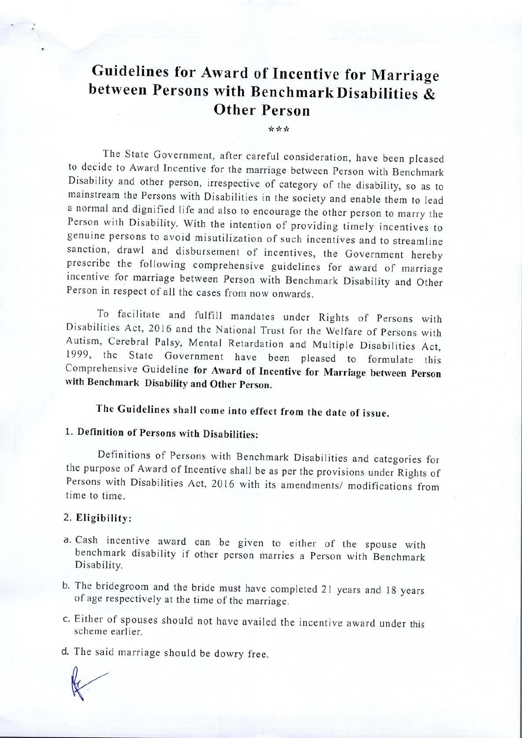# Guidelines for Award of Incentive for Marriage between Persons with Benchmark Disabilities & Other Person

\*\*\*

The State Government, after careful consideration, have been pleased to decide to Award Incentive for the marriage between Person with Benchmark Disability and other person, irrespective of category of the disability, so as to mainstream the Persons with Disabilities in the society and enable them to lead a normal and dignified life and also to encourage the other person to marry the Person with Disability. With the intention of providing timely incentives to genuine persons to avoid misutilization of such incentives and to streamline sanction, drawl and disbursement of incentives, the Government hereby prescribe the following comprehensive guidelines for award of marriage incentive for marriage between Person with Benchmark Disability and Other Person in respect of all the cases from now onwards.

To facilitate and fulfill mandates under Rights of Persons with Disabilities Act, 2016 and the National Trust for the Welfare of Persons with Autism, Cerebral Palsy, Mental Retardation and Multiple Disabilities Act, 1999, the State Government have been pleased to formulate this Comprehensive Guideline **for Award of Incentive for Marriage between Person with Benchmark Disability and Other Person.**

**The Guidelines shall come into effect from the date of issue.**

## 1. Definition of Persons with Disabilities:

Definitions of Persons with Benchmark Disabilities and categories for the purpose of Award of Incentive shall be as per the provisions under Rights of Persons with Disabilities Act, 2016 with its amendments/ modifications from time to time.

## 2. Eligibility:

a. Cash incentive award can be given to either of the spouse with benchmark disability if other person marries a Person with Benchmark Disability.

b. The bridegroom and the bride must have completed 21 years and 18 years of age respectively at the time of the marriage.

c. Either of spouses should not have availed the incentive award under this scheme earlier.

d. The said marriage should be dowry free.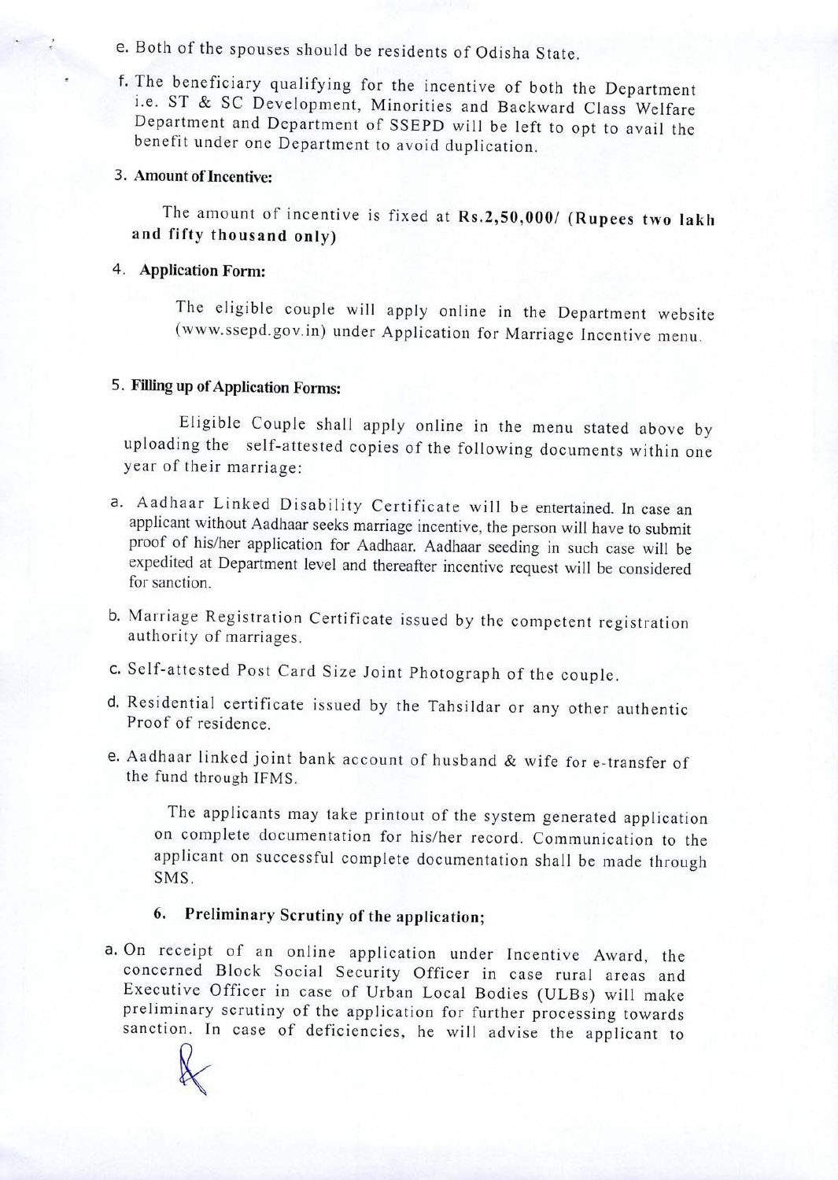e. Both of the spouses should be residents of Odisha State.

f. The beneficiary qualifying for the incentive of both the Department i.e. ST & SC Development, Minorities and Backward Class Welfare Department and Department of SSEPD will be left to opt to avail the benefit under one Department to avoid duplication.

3. **Amount of Incentive:**

The amount of incentive is fixed at **Rs.2,50,000/ (Rupees two lakh and fifty thousand only)**

4. **Application Form:**

The eligible couple will apply online in the Department website (www.ssepd.gov.in) under Application for Marriage Incentive menu.

5. **Filling up of Application Forms:**

Eligible Couple shall apply online in the menu stated above by uploading the self-attested copies of the following documents within one year of their marriage:

a. Aadhaar Linked Disability Certificate will be entertained. In case an applicant without Aadhaar seeks marriage incentive, the person will have to submit proof of his/her application for Aadhaar. Aadhaar seeding in such case will be expedited at Department level and thereafter incentive request will be considered for sanction.

b. Marriage Registration Certificate issued by the competent registration authority of marriages.

c. Self-attested Post Card Size Joint Photograph of the couple.

d. Residential certificate issued by the Tahsildar or any other authentic Proof of residence.

e. Aadhaar linked joint bank account of husband & wife for e-transfer of the fund through IFMS.

The applicants may take printout of the system generated application on complete documentation for his/her record. Communication to the applicant on successful complete documentation shall be made through SMS.

6. **Preliminary Scrutiny of the application;**

a. On receipt of an online application under Incentive Award, the concerned Block Social Security Officer in case rural areas and Executive Officer in case of Urban Local Bodies (ULBs) will make preliminary scrutiny of the application for further processing towards sanction. In case of deficiencies, he will advise the applicant to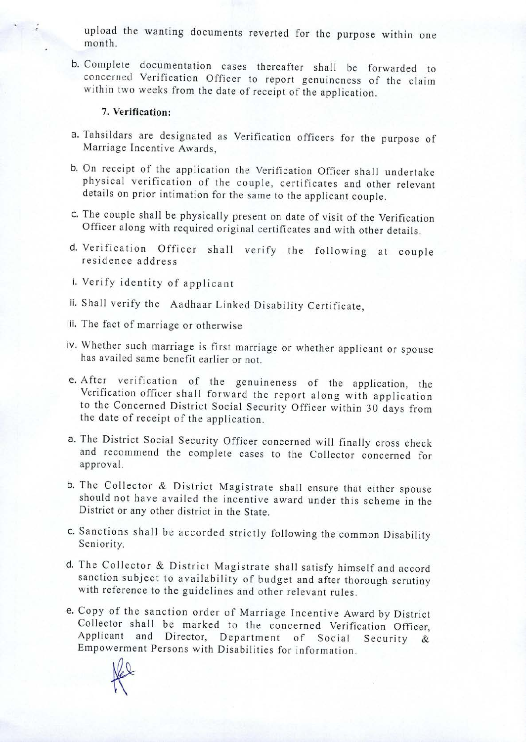upload the wanting documents reverted for the purpose within one month.

b. Complete documentation cases thereafter shall be forwarded to concerned Verification Officer to report genuineness of the claim within two weeks from the date of receipt of the application.

**7. Verification:**

a. Tahsildars are designated as Verification officers for the purpose of Marriage Incentive Awards,

b. On receipt of the application the Verification Officer shall undertake physical verification of the couple, certificates and other relevant details on prior intimation for the same to the applicant couple.

c. The couple shall be physically present on date of visit of the Verification Officer along with required original certificates and with other details.

d. Verification Officer shall verify the following at couple residence address

i. Verify identity of applicant

ii. Shall verify the Aadhaar Linked Disability Certificate,

iii. The fact of marriage or otherwise

iv. Whether such marriage is first marriage or whether applicant or spouse has availed same benefit earlier or not.

e. After verification of the genuineness of the application, the Verification officer shall forward the report along with application to the Concerned District Social Security Officer within 30 days from the date of receipt of the application.

a. The District Social Security Officer concerned will finally cross check and recommend the complete cases to the Collector concerned for approval.

b. The Collector & District Magistrate shall ensure that either spouse should not have availed the incentive award under this scheme in the District or any other district in the State.

c. Sanctions shall be accorded strictly following the common Disability Seniority.

d. The Collector & District Magistrate shall satisfy himself and accord sanction subject to availability of budget and after thorough scrutiny with reference to the guidelines and other relevant rules.

e. Copy of the sanction order of Marriage Incentive Award by District Collector shall be marked to the concerned Verification Officer, Applicant and Director, Department of Social Security & Empowerment Persons with Disabilities for information.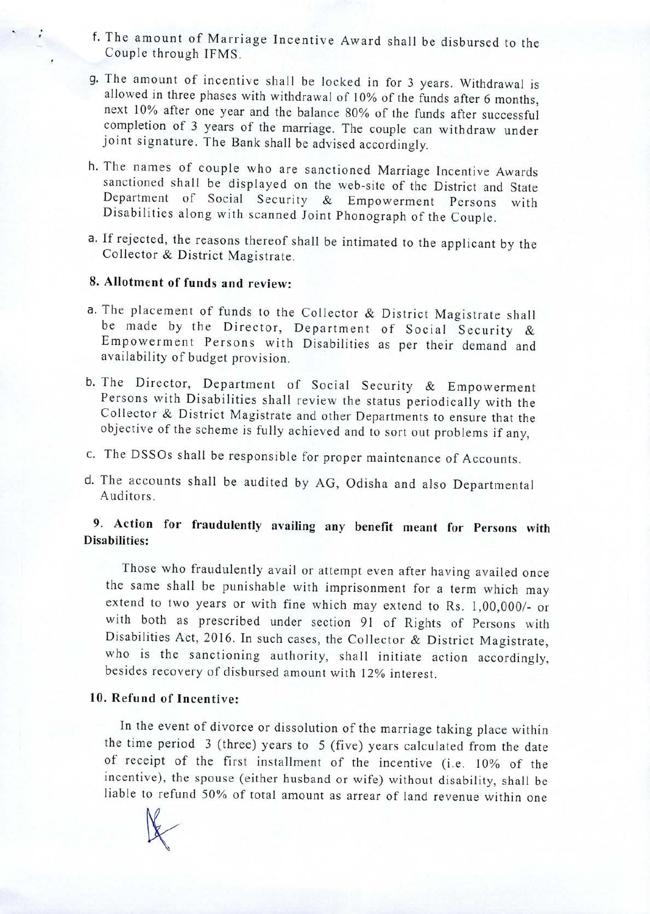f. The amount of Marriage Incentive Award shall be disbursed to the Couple through IFMS.

g. The amount of incentive shall be locked in for 3 years. Withdrawal is allowed in three phases with withdrawal of 10% of the funds after 6 months, next 10% after one year and the balance 80% of the funds after successful completion of 3 years of the marriage. The couple can withdraw under joint signature. The Bank shall be advised accordingly.

h. The names of couple who are sanctioned Marriage Incentive Awards sanctioned shall be displayed on the web-site of the District and State Department of Social Security & Empowerment Persons with Disabilities along with scanned Joint Phonograph of the Couple.

a. If rejected, the reasons thereof shall be intimated to the applicant by the Collector & District Magistrate.

**8. Allotment of funds and review:**

a. The placement of funds to the Collector & District Magistrate shall be made by the Director, Department of Social Security & Empowerment Persons with Disabilities as per their demand and availability of budget provision.

b. The Director, Department of Social Security & Empowerment Persons with Disabilities shall review the status periodically with the Collector & District Magistrate and other Departments to ensure that the objective of the scheme is fully achieved and to sort out problems if any,

c. The DSSOs shall be responsible for proper maintenance of Accounts.

d. The accounts shall be audited by AG, Odisha and also Departmental Auditors.

**9. Action for fraudulently availing any benefit meant for Persons with Disabilities:**

Those who fraudulently avail or attempt even after having availed once the same shall be punishable with imprisonment for a term which may extend to two years or with fine which may extend to Rs. 1,00,000/- or with both as prescribed under section 91 of Rights of Persons with Disabilities Act, 2016. In such cases, the Collector & District Magistrate, who is the sanctioning authority, shall initiate action accordingly, besides recovery of disbursed amount with 12% interest.

**10. Refund of Incentive:**

In the event of divorce or dissolution of the marriage taking place within the time period 3 (three) years to 5 (five) years calculated from the date of receipt of the first installment of the incentive (i.e. 10% of the incentive), the spouse (either husband or wife) without disability, shall be liable to refund 50% of total amount as arrear of land revenue within one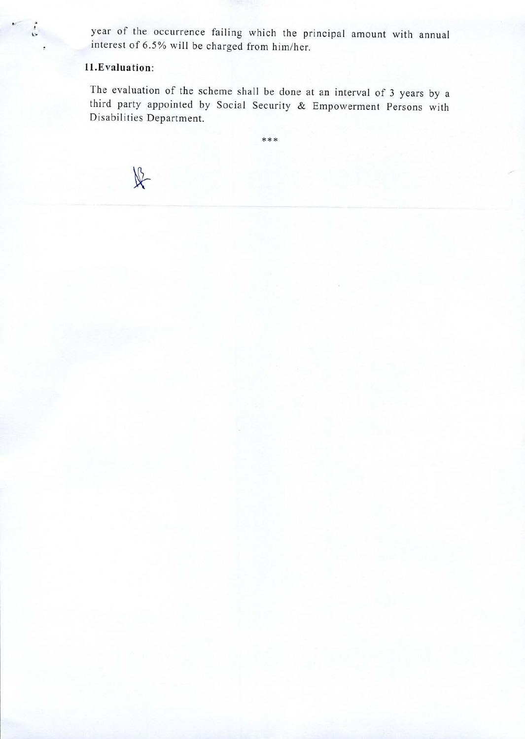year of the occurrence failing which the principal amount with annual interest of 6.5% will be charged from him/her.

### 11.Evaluation:

The evaluation of the scheme shall be done at an interval of 3 years by a third party appointed by Social Security & Empowerment Persons with Disabilities Department.

***